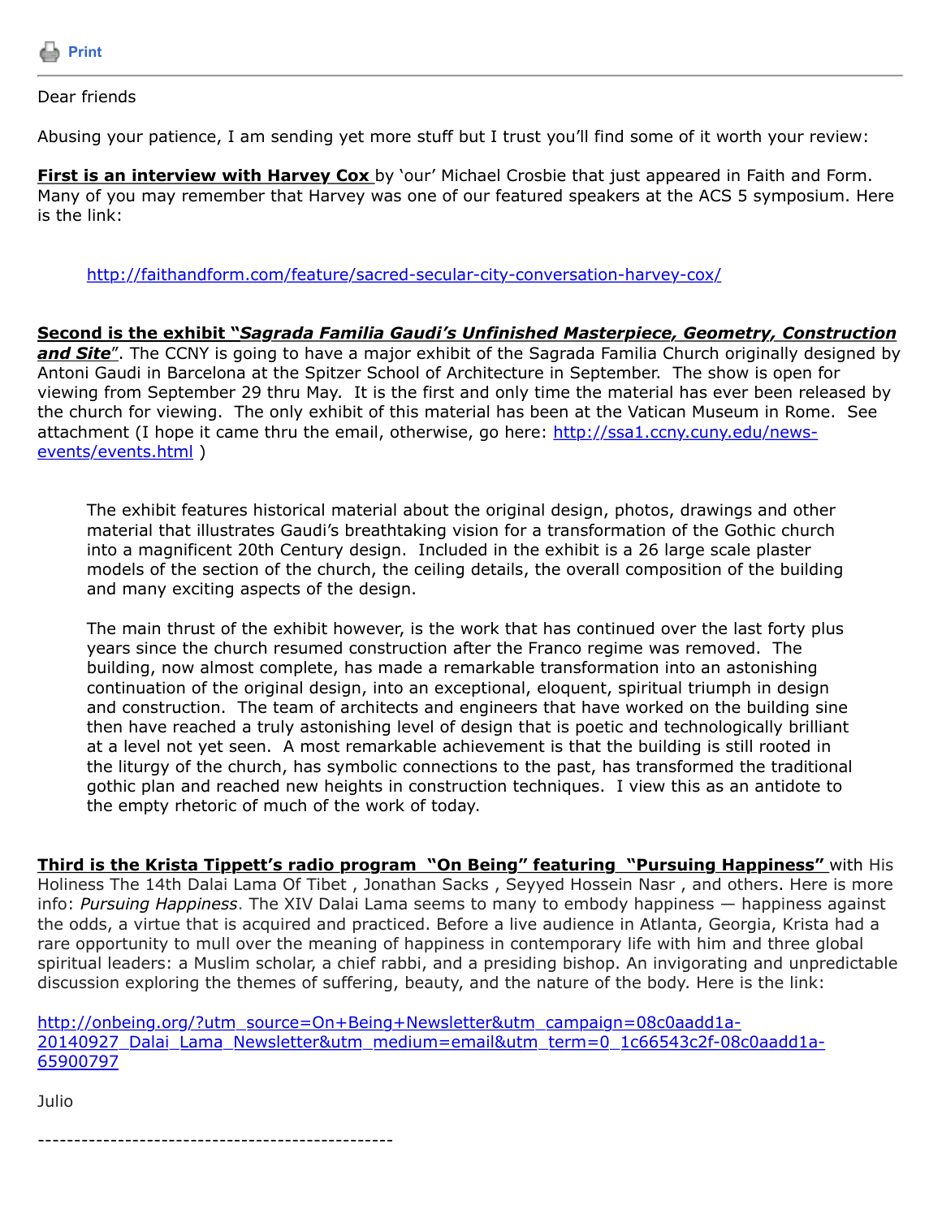Print

---

Dear friends

Abusing your patience, I am sending yet more stuff but I trust you'll find some of it worth your review:

**First is an interview with Harvey Cox** by 'our' Michael Crosbie that just appeared in Faith and Form. Many of you may remember that Harvey was one of our featured speakers at the ACS 5 symposium. Here is the link:

> http://faithandform.com/feature/sacred-secular-city-conversation-harvey-cox/

**Second is the exhibit "*Sagrada Familia Gaudi's Unfinished Masterpiece, Geometry, Construction and Site*"**. The CCNY is going to have a major exhibit of the Sagrada Familia Church originally designed by Antoni Gaudi in Barcelona at the Spitzer School of Architecture in September. The show is open for viewing from September 29 thru May. It is the first and only time the material has ever been released by the church for viewing. The only exhibit of this material has been at the Vatican Museum in Rome. See attachment (I hope it came thru the email, otherwise, go here: http://ssa1.ccny.cuny.edu/news-events/events.html )

> The exhibit features historical material about the original design, photos, drawings and other material that illustrates Gaudi's breathtaking vision for a transformation of the Gothic church into a magnificent 20th Century design. Included in the exhibit is a 26 large scale plaster models of the section of the church, the ceiling details, the overall composition of the building and many exciting aspects of the design.
>
> The main thrust of the exhibit however, is the work that has continued over the last forty plus years since the church resumed construction after the Franco regime was removed. The building, now almost complete, has made a remarkable transformation into an astonishing continuation of the original design, into an exceptional, eloquent, spiritual triumph in design and construction. The team of architects and engineers that have worked on the building sine then have reached a truly astonishing level of design that is poetic and technologically brilliant at a level not yet seen. A most remarkable achievement is that the building is still rooted in the liturgy of the church, has symbolic connections to the past, has transformed the traditional gothic plan and reached new heights in construction techniques. I view this as an antidote to the empty rhetoric of much of the work of today.

**Third is the Krista Tippett's radio program "On Being" featuring "Pursuing Happiness"** with His Holiness The 14th Dalai Lama Of Tibet , Jonathan Sacks , Seyyed Hossein Nasr , and others. Here is more info: *Pursuing Happiness*. The XIV Dalai Lama seems to many to embody happiness — happiness against the odds, a virtue that is acquired and practiced. Before a live audience in Atlanta, Georgia, Krista had a rare opportunity to mull over the meaning of happiness in contemporary life with him and three global spiritual leaders: a Muslim scholar, a chief rabbi, and a presiding bishop. An invigorating and unpredictable discussion exploring the themes of suffering, beauty, and the nature of the body. Here is the link:

http://onbeing.org/?utm_source=On+Being+Newsletter&utm_campaign=08c0aadd1a-20140927_Dalai_Lama_Newsletter&utm_medium=email&utm_term=0_1c66543c2f-08c0aadd1a-65900797

Julio

-------------------------------------------------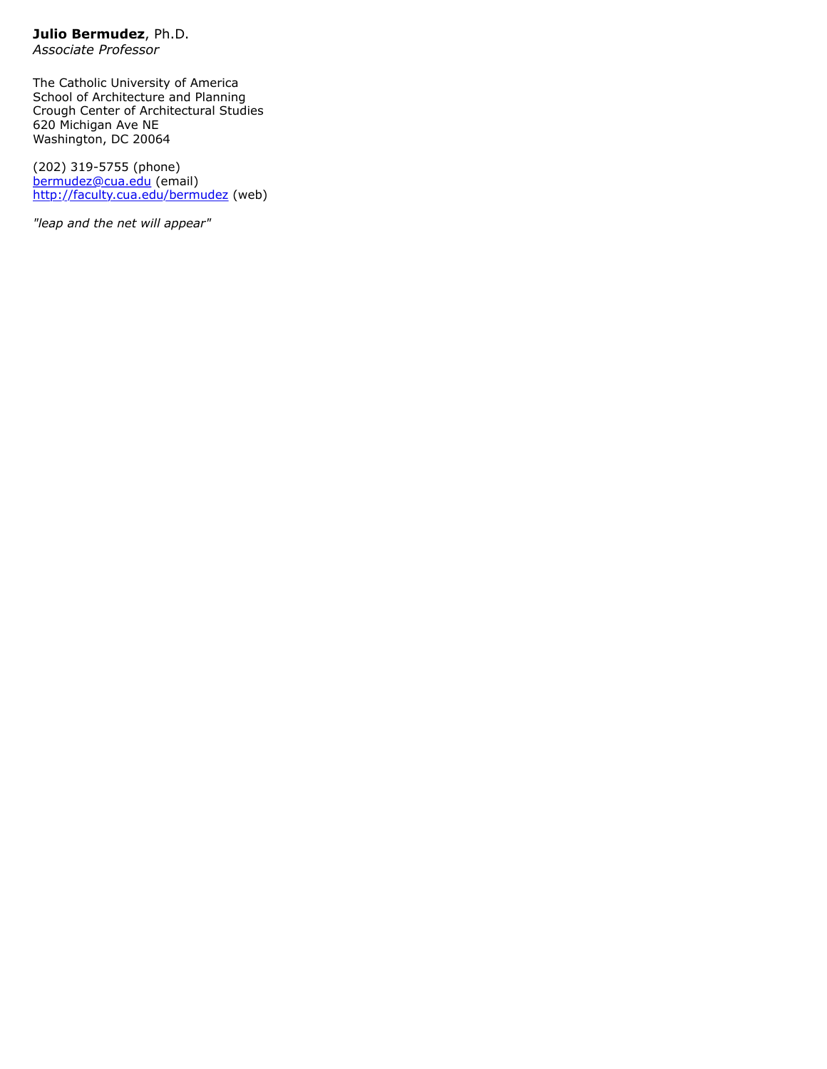**Julio Bermudez**, Ph.D.
*Associate Professor*

The Catholic University of America
School of Architecture and Planning
Crough Center of Architectural Studies
620 Michigan Ave NE
Washington, DC 20064

(202) 319-5755 (phone)
bermudez@cua.edu (email)
http://faculty.cua.edu/bermudez (web)

*"leap and the net will appear"*